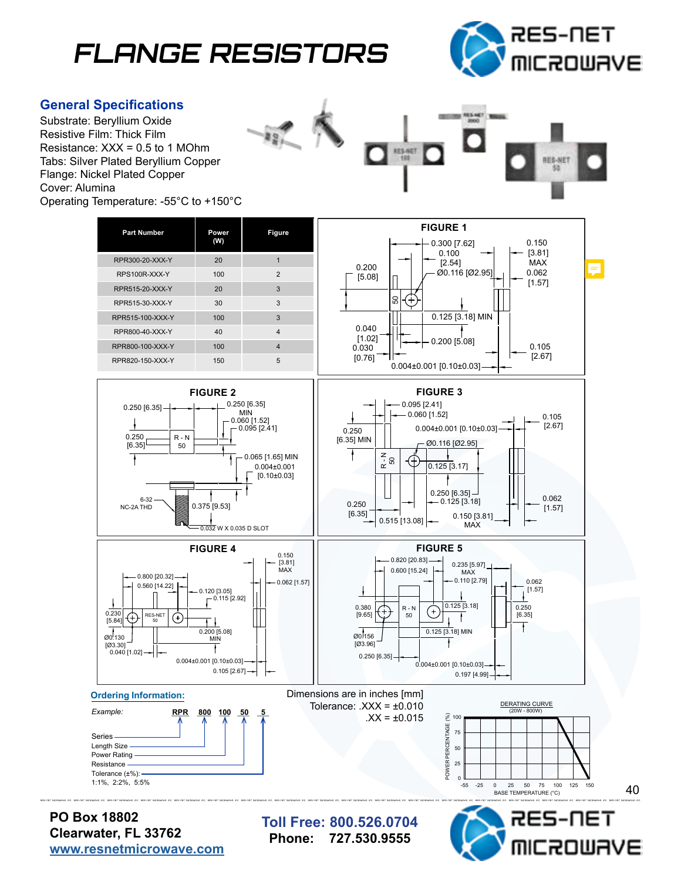# FLANGE RESISTORS

## General Specifications

Substrate: Beryllium Oxide
Resistive Film: Thick Film
Resistance: XXX = 0.5 to 1 MOhm
Tabs: Silver Plated Beryllium Copper
Flange: Nickel Plated Copper
Cover: Alumina
Operating Temperature: -55°C to +150°C

| Part Number | Power (W) | Figure |
|---|---|---|
| RPR300-20-XXX-Y | 20 | 1 |
| RPS100R-XXX-Y | 100 | 2 |
| RPR515-20-XXX-Y | 20 | 3 |
| RPR515-30-XXX-Y | 30 | 3 |
| RPR515-100-XXX-Y | 100 | 3 |
| RPR800-40-XXX-Y | 40 | 4 |
| RPR800-100-XXX-Y | 100 | 4 |
| RPR820-150-XXX-Y | 150 | 5 |

### FIGURE 1

0.300 [7.62], 0.100 [2.54], Ø0.116 [Ø2.95], 0.150 [3.81] MAX, 0.062 [1.57], 0.200 [5.08], 0.125 [3.18] MIN, 0.040 [1.02], 0.030 [0.76], 0.200 [5.08], 0.105 [2.67], 0.004±0.001 [0.10±0.03]

### FIGURE 2

0.250 [6.35], 0.250 [6.35] MIN, 0.060 [1.52], 0.095 [2.41], 0.250 [6.35], R - N 50, 0.065 [1.65] MIN, 0.004±0.001 [0.10±0.03], 6-32 NC-2A THD, 0.375 [9.53], 0.032 W X 0.035 D SLOT

### FIGURE 3

0.095 [2.41], 0.060 [1.52], 0.250 [6.35] MIN, 0.004±0.001 [0.10±0.03], 0.105 [2.67], Ø0.116 [Ø2.95], R - N 50, 0.125 [3.17], 0.250 [6.35], 0.125 [3.18], 0.062 [1.57], 0.250 [6.35], 0.515 [13.08], 0.150 [3.81] MAX

### FIGURE 4

0.150 [3.81] MAX, 0.800 [20.32], 0.560 [14.22], 0.062 [1.57], 0.120 [3.05], 0.115 [2.92], 0.230 [5.84], RES-NET 50, Ø0.130 [Ø3.30], 0.200 [5.08] MIN, 0.040 [1.02], 0.004±0.001 [0.10±0.03], 0.105 [2.67]

### FIGURE 5

0.820 [20.83], 0.600 [15.24], 0.235 [5.97] MAX, 0.110 [2.79], 0.062 [1.57], 0.380 [9.65], R - N 50, 0.125 [3.18], 0.250 [6.35], Ø0.156 [Ø3.96], 0.125 [3.18] MIN, 0.250 [6.35], 0.004±0.001 [0.10±0.03], 0.197 [4.99]

Dimensions are in inches [mm]
Tolerance: .XXX = ±0.010
.XX = ±0.015

### Ordering Information:

*Example:* **RPR 800 100 50 5**

- Series (RPR)
- Length Size (800)
- Power Rating (100)
- Resistance (50)
- Tolerance (±%): 1:1%, 2:2%, 5:5% (5)

**DERATING CURVE** (20W - 800W)

POWER PERCENTAGE (%) vs BASE TEMPERATURE (°C): 100% from -55 to 100°C, derating linearly to 0% at 150°C.

**PO Box 18802**
**Clearwater, FL 33762**
**www.resnetmicrowave.com**

**Toll Free: 800.526.0704**
**Phone: 727.530.9555**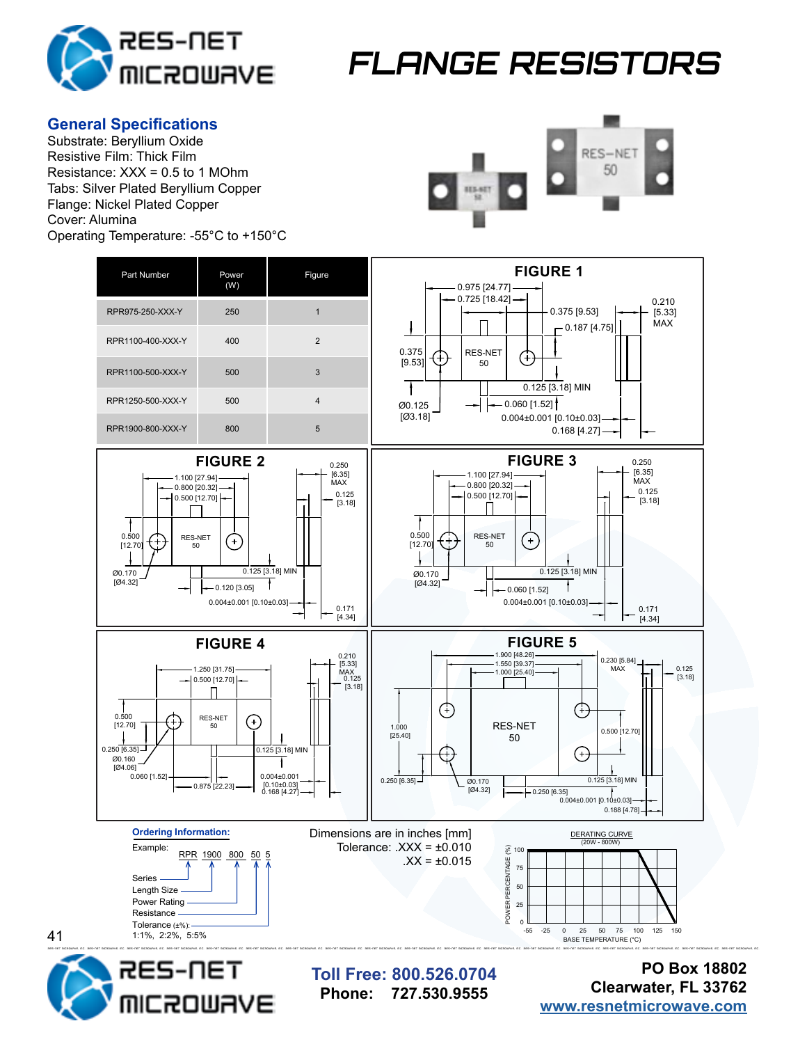# FLANGE RESISTORS

## General Specifications

Substrate: Beryllium Oxide
Resistive Film: Thick Film
Resistance: XXX = 0.5 to 1 MOhm
Tabs: Silver Plated Beryllium Copper
Flange: Nickel Plated Copper
Cover: Alumina
Operating Temperature: -55°C to +150°C

| Part Number | Power (W) | Figure |
|---|---|---|
| RPR975-250-XXX-Y | 250 | 1 |
| RPR1100-400-XXX-Y | 400 | 2 |
| RPR1100-500-XXX-Y | 500 | 3 |
| RPR1250-500-XXX-Y | 500 | 4 |
| RPR1900-800-XXX-Y | 800 | 5 |

### FIGURE 1

0.975 [24.77]
0.725 [18.42]
0.375 [9.53]
0.187 [4.75]
0.210 [5.33] MAX
0.375 [9.53]
RES-NET 50
0.125 [3.18] MIN
Ø0.125 [Ø3.18]
0.060 [1.52]
0.004±0.001 [0.10±0.03]
0.168 [4.27]

### FIGURE 2

1.100 [27.94]
0.800 [20.32]
0.500 [12.70]
0.250 [6.35] MAX
0.125 [3.18]
0.500 [12.70]
RES-NET 50
Ø0.170 [Ø4.32]
0.125 [3.18] MIN
0.120 [3.05]
0.004±0.001 [0.10±0.03]
0.171 [4.34]

### FIGURE 3

1.100 [27.94]
0.800 [20.32]
0.500 [12.70]
0.250 [6.35] MAX
0.125 [3.18]
0.500 [12.70]
RES-NET 50
Ø0.170 [Ø4.32]
0.125 [3.18] MIN
0.060 [1.52]
0.004±0.001 [0.10±0.03]
0.171 [4.34]

### FIGURE 4

1.250 [31.75]
0.500 [12.70]
0.210 [5.33] MAX
0.125 [3.18]
0.500 [12.70]
RES-NET 50
0.250 [6.35]
Ø0.160 [Ø4.06]
0.125 [3.18] MIN
0.060 [1.52]
0.875 [22.23]
0.004±0.001 [0.10±0.03]
0.168 [4.27]

### FIGURE 5

1.900 [48.26]
1.550 [39.37]
1.000 [25.40]
0.230 [5.84] MAX
0.125 [3.18]
1.000 [25.40]
RES-NET 50
0.500 [12.70]
0.250 [6.35]
Ø0.170 [Ø4.32]
0.125 [3.18] MIN
0.250 [6.35]
0.004±0.001 [0.10±0.03]
0.188 [4.78]

**Ordering Information:**

Example: RPR 1900 800 50 5

- Series
- Length Size
- Power Rating
- Resistance
- Tolerance (±%): 1:1%, 2:2%, 5:5%

Dimensions are in inches [mm]
Tolerance: .XXX = ±0.010
.XX = ±0.015

DERATING CURVE
(20W - 800W)
POWER PERCENTAGE (%)
100
75
50
25
0
-55 -25 0 25 50 75 100 125 150
BASE TEMPERATURE (°C)

**Toll Free: 800.526.0704**
**Phone: 727.530.9555**

**PO Box 18802**
**Clearwater, FL 33762**
**www.resnetmicrowave.com**